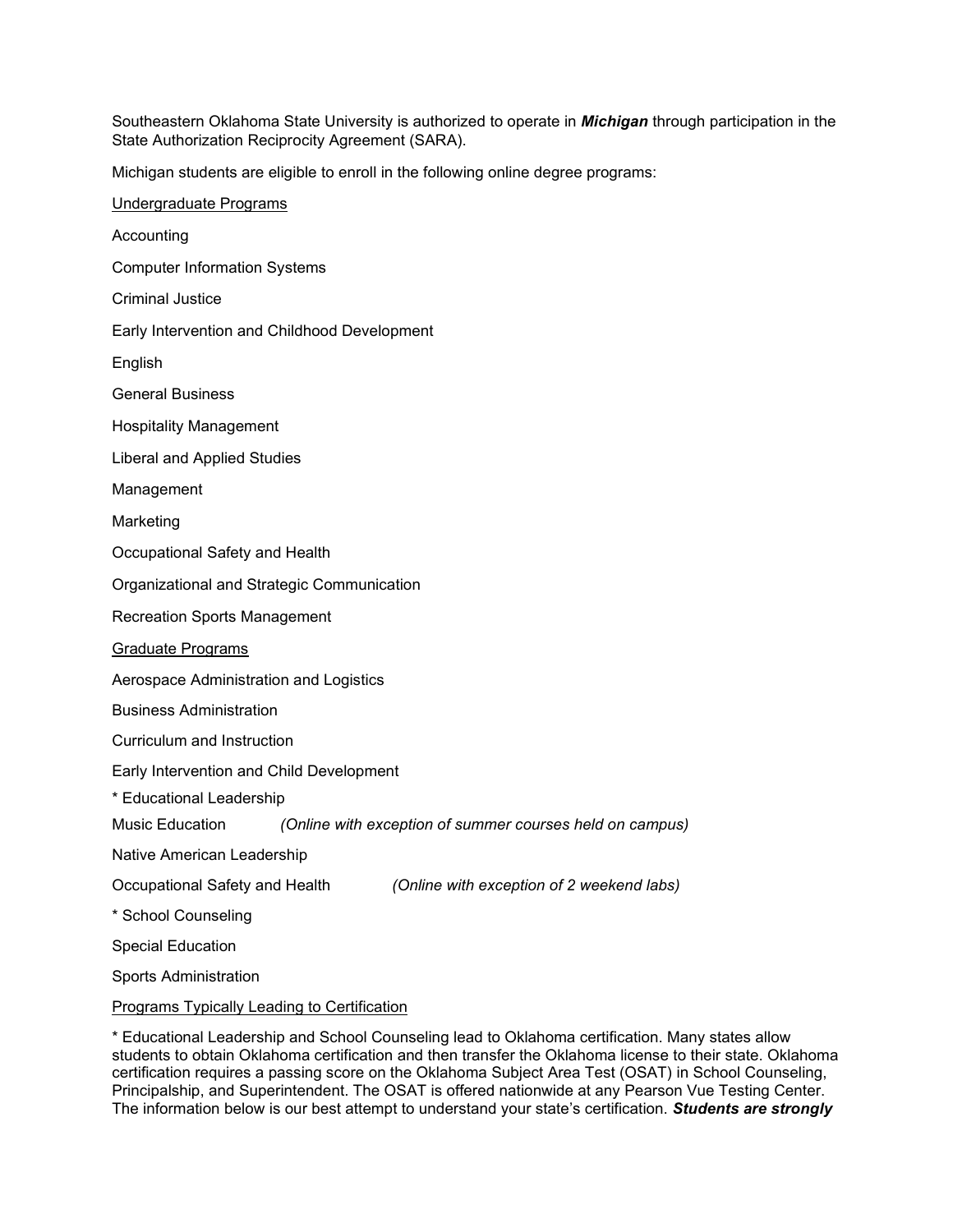Southeastern Oklahoma State University is authorized to operate in ***Michigan*** through participation in the State Authorization Reciprocity Agreement (SARA).

Michigan students are eligible to enroll in the following online degree programs:

<u>Undergraduate Programs</u>

Accounting

Computer Information Systems

Criminal Justice

Early Intervention and Childhood Development

English

General Business

Hospitality Management

Liberal and Applied Studies

Management

Marketing

Occupational Safety and Health

Organizational and Strategic Communication

Recreation Sports Management

<u>Graduate Programs</u>

Aerospace Administration and Logistics

Business Administration

Curriculum and Instruction

Early Intervention and Child Development

* Educational Leadership

Music Education *(Online with exception of summer courses held on campus)*

Native American Leadership

Occupational Safety and Health *(Online with exception of 2 weekend labs)*

* School Counseling

Special Education

Sports Administration

<u>Programs Typically Leading to Certification</u>

* Educational Leadership and School Counseling lead to Oklahoma certification. Many states allow students to obtain Oklahoma certification and then transfer the Oklahoma license to their state. Oklahoma certification requires a passing score on the Oklahoma Subject Area Test (OSAT) in School Counseling, Principalship, and Superintendent. The OSAT is offered nationwide at any Pearson Vue Testing Center. The information below is our best attempt to understand your state's certification. ***Students are strongly***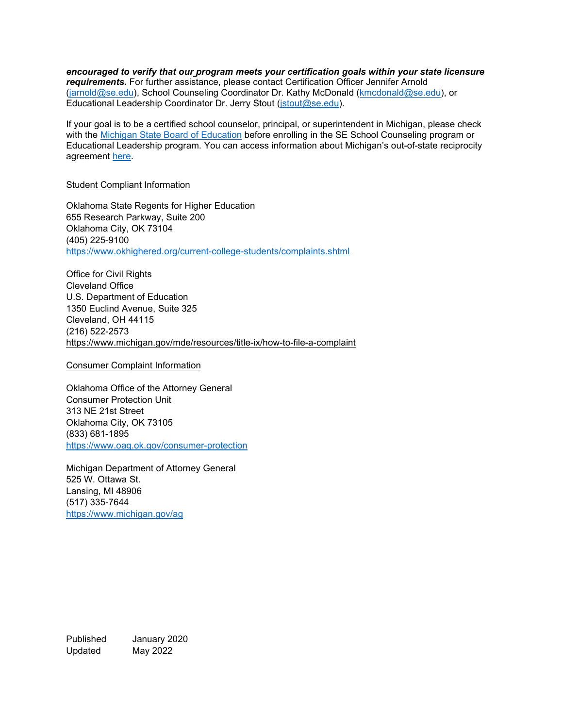***encouraged to verify that our program meets your certification goals within your state licensure requirements.*** For further assistance, please contact Certification Officer Jennifer Arnold (jarnold@se.edu), School Counseling Coordinator Dr. Kathy McDonald (kmcdonald@se.edu), or Educational Leadership Coordinator Dr. Jerry Stout (jstout@se.edu).

If your goal is to be a certified school counselor, principal, or superintendent in Michigan, please check with the Michigan State Board of Education before enrolling in the SE School Counseling program or Educational Leadership program. You can access information about Michigan's out-of-state reciprocity agreement here.

Student Compliant Information

Oklahoma State Regents for Higher Education
655 Research Parkway, Suite 200
Oklahoma City, OK 73104
(405) 225-9100
https://www.okhighered.org/current-college-students/complaints.shtml

Office for Civil Rights
Cleveland Office
U.S. Department of Education
1350 Euclind Avenue, Suite 325
Cleveland, OH 44115
(216) 522-2573
https://www.michigan.gov/mde/resources/title-ix/how-to-file-a-complaint

Consumer Complaint Information

Oklahoma Office of the Attorney General
Consumer Protection Unit
313 NE 21st Street
Oklahoma City, OK 73105
(833) 681-1895
https://www.oag.ok.gov/consumer-protection

Michigan Department of Attorney General
525 W. Ottawa St.
Lansing, MI 48906
(517) 335-7644
https://www.michigan.gov/ag

| | |
|---|---|
| Published | January 2020 |
| Updated | May 2022 |